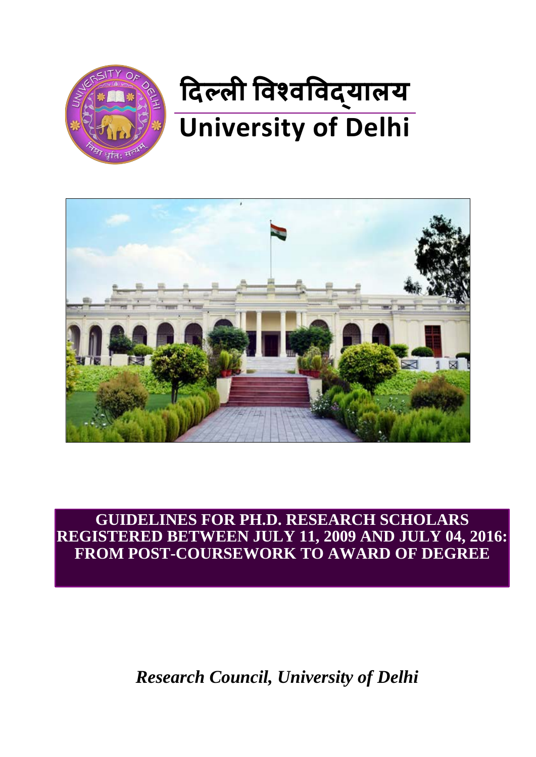# दिल्ली विश्वविद्यालय

# University of Delhi

## GUIDELINES FOR PH.D. RESEARCH SCHOLARS REGISTERED BETWEEN JULY 11, 2009 AND JULY 04, 2016: FROM POST-COURSEWORK TO AWARD OF DEGREE

*Research Council, University of Delhi*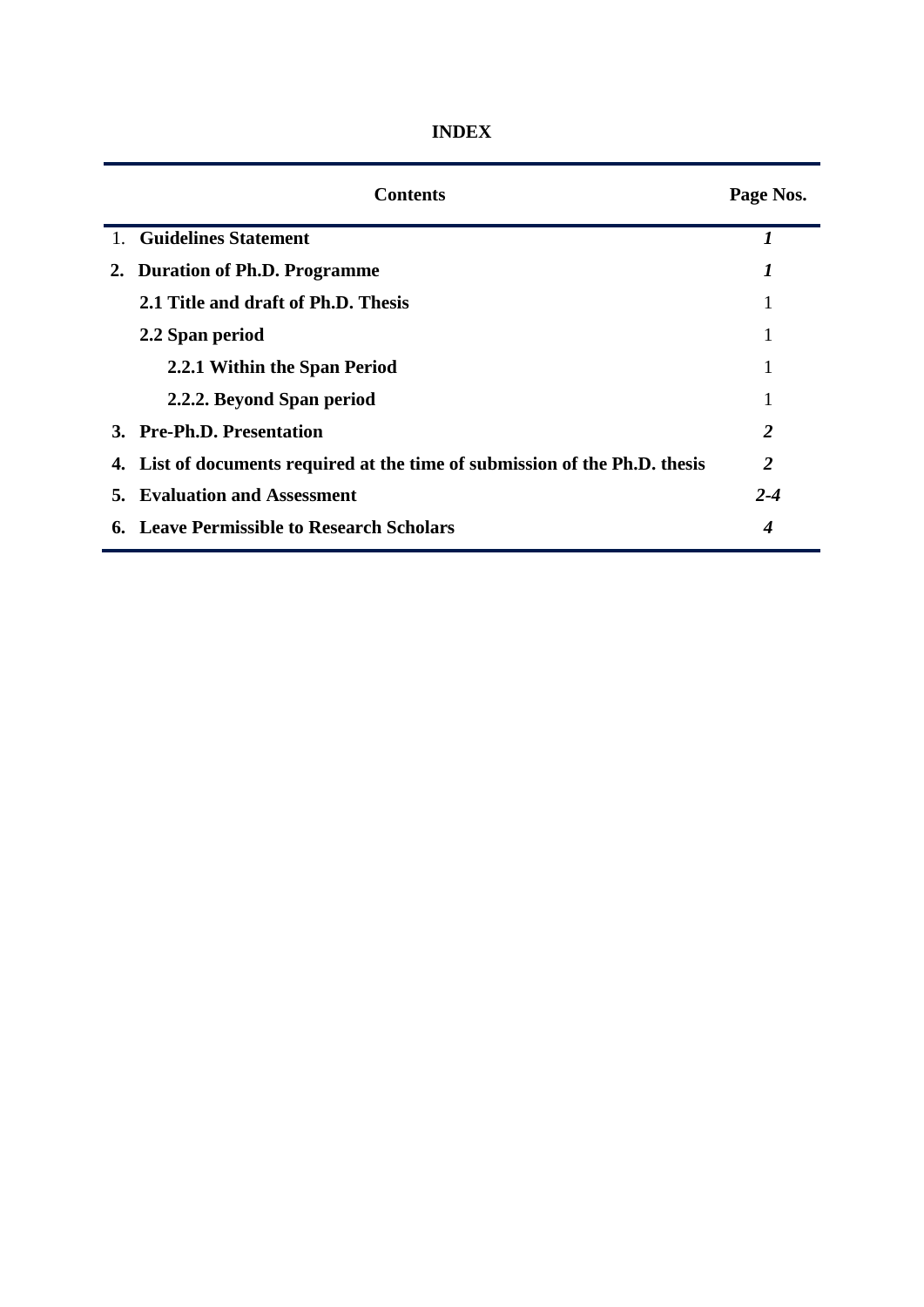**INDEX**

| Contents | Page Nos. |
|---|---|
| 1. **Guidelines Statement** | ***1*** |
| **2. Duration of Ph.D. Programme** | ***1*** |
| **2.1 Title and draft of Ph.D. Thesis** | 1 |
| **2.2 Span period** | 1 |
| **2.2.1 Within the Span Period** | 1 |
| **2.2.2. Beyond Span period** | 1 |
| **3. Pre-Ph.D. Presentation** | ***2*** |
| **4. List of documents required at the time of submission of the Ph.D. thesis** | ***2*** |
| **5. Evaluation and Assessment** | ***2-4*** |
| **6. Leave Permissible to Research Scholars** | ***4*** |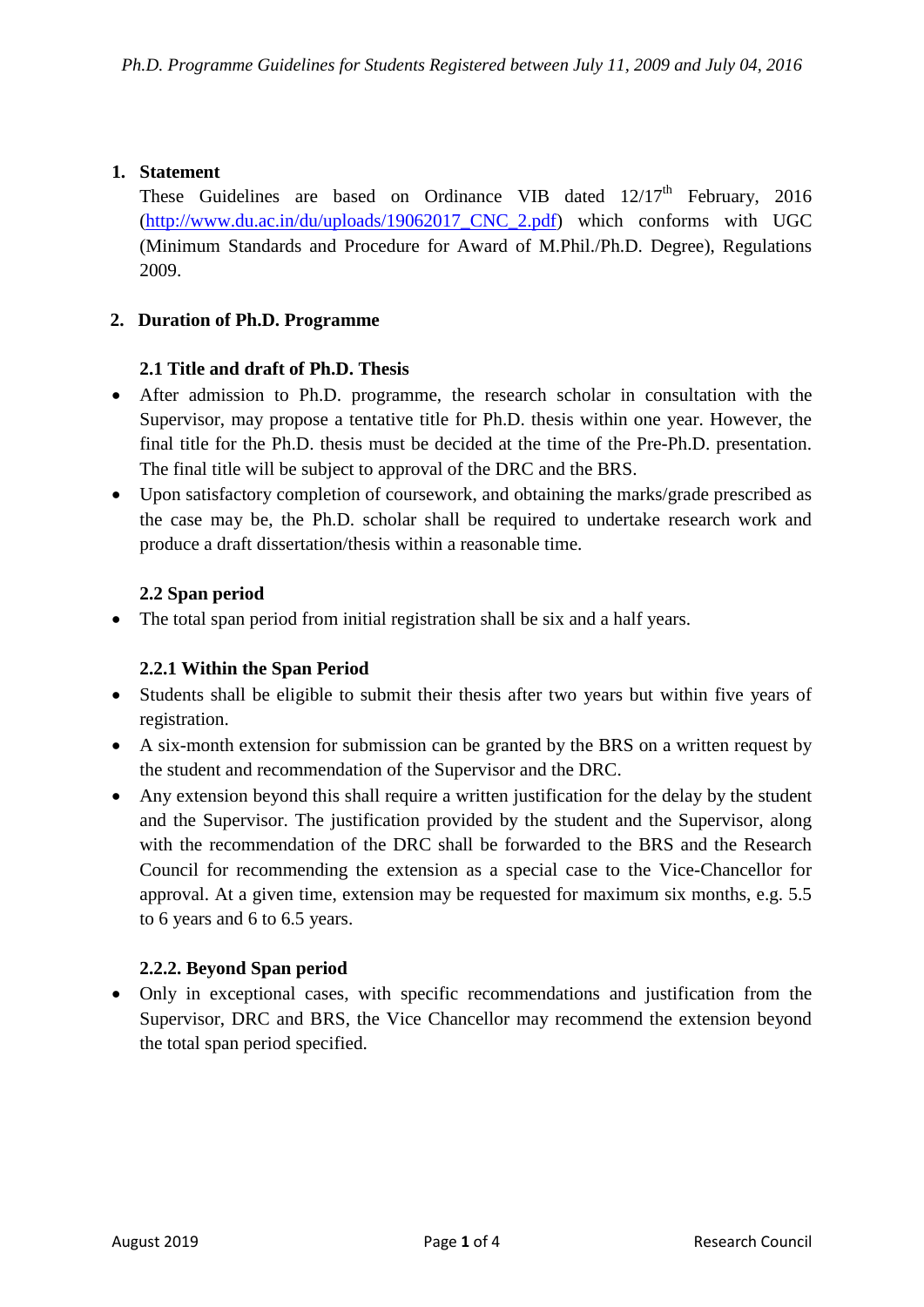## 1. Statement

These Guidelines are based on Ordinance VIB dated 12/17th February, 2016 (http://www.du.ac.in/du/uploads/19062017_CNC_2.pdf) which conforms with UGC (Minimum Standards and Procedure for Award of M.Phil./Ph.D. Degree), Regulations 2009.

## 2. Duration of Ph.D. Programme

### 2.1 Title and draft of Ph.D. Thesis

- After admission to Ph.D. programme, the research scholar in consultation with the Supervisor, may propose a tentative title for Ph.D. thesis within one year. However, the final title for the Ph.D. thesis must be decided at the time of the Pre-Ph.D. presentation. The final title will be subject to approval of the DRC and the BRS.
- Upon satisfactory completion of coursework, and obtaining the marks/grade prescribed as the case may be, the Ph.D. scholar shall be required to undertake research work and produce a draft dissertation/thesis within a reasonable time.

### 2.2 Span period

- The total span period from initial registration shall be six and a half years.

#### 2.2.1 Within the Span Period

- Students shall be eligible to submit their thesis after two years but within five years of registration.
- A six-month extension for submission can be granted by the BRS on a written request by the student and recommendation of the Supervisor and the DRC.
- Any extension beyond this shall require a written justification for the delay by the student and the Supervisor. The justification provided by the student and the Supervisor, along with the recommendation of the DRC shall be forwarded to the BRS and the Research Council for recommending the extension as a special case to the Vice-Chancellor for approval. At a given time, extension may be requested for maximum six months, e.g. 5.5 to 6 years and 6 to 6.5 years.

#### 2.2.2. Beyond Span period

- Only in exceptional cases, with specific recommendations and justification from the Supervisor, DRC and BRS, the Vice Chancellor may recommend the extension beyond the total span period specified.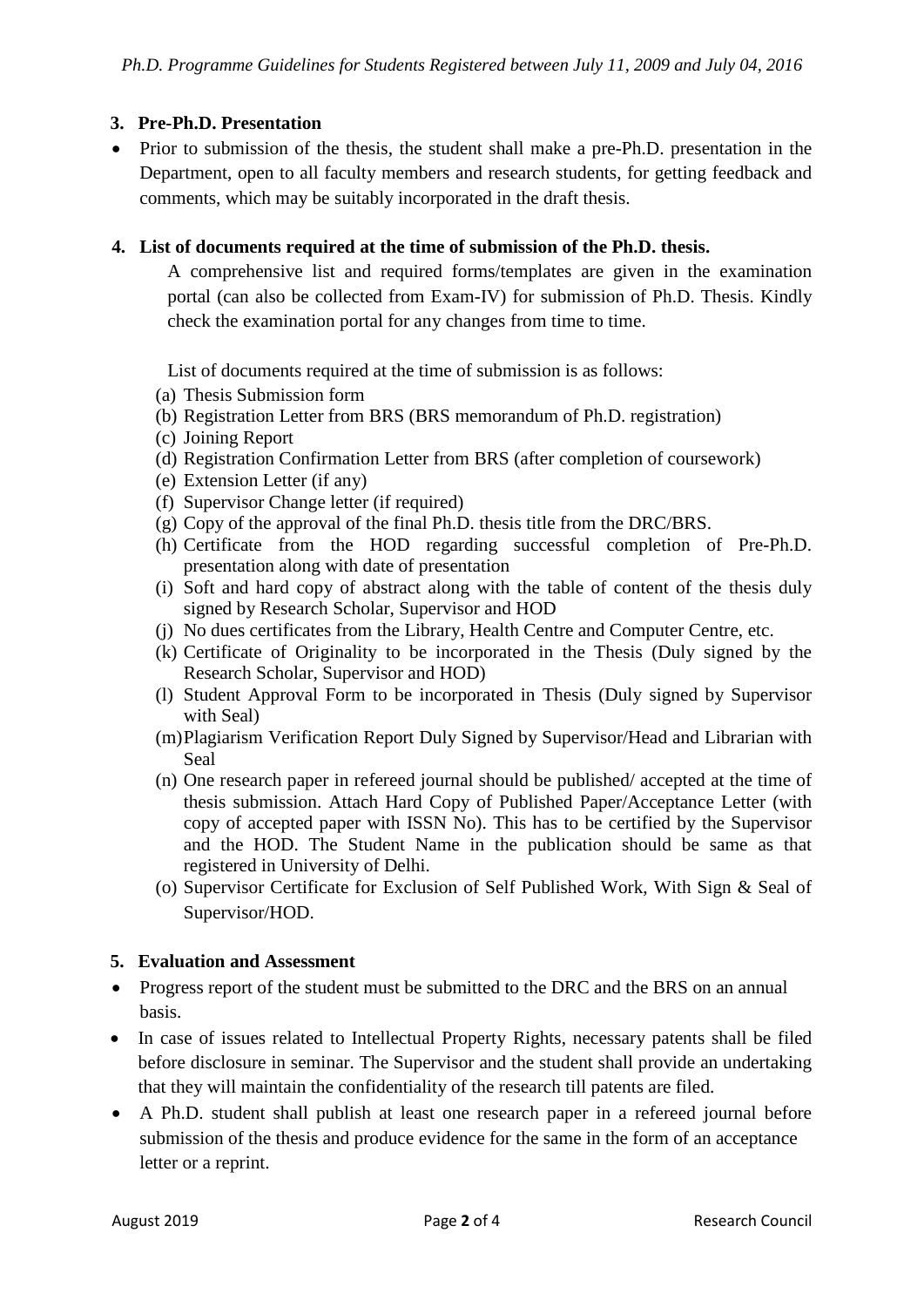## 3. Pre-Ph.D. Presentation

- Prior to submission of the thesis, the student shall make a pre-Ph.D. presentation in the Department, open to all faculty members and research students, for getting feedback and comments, which may be suitably incorporated in the draft thesis.

## 4. List of documents required at the time of submission of the Ph.D. thesis.

A comprehensive list and required forms/templates are given in the examination portal (can also be collected from Exam-IV) for submission of Ph.D. Thesis. Kindly check the examination portal for any changes from time to time.

List of documents required at the time of submission is as follows:

(a) Thesis Submission form
(b) Registration Letter from BRS (BRS memorandum of Ph.D. registration)
(c) Joining Report
(d) Registration Confirmation Letter from BRS (after completion of coursework)
(e) Extension Letter (if any)
(f) Supervisor Change letter (if required)
(g) Copy of the approval of the final Ph.D. thesis title from the DRC/BRS.
(h) Certificate from the HOD regarding successful completion of Pre-Ph.D. presentation along with date of presentation
(i) Soft and hard copy of abstract along with the table of content of the thesis duly signed by Research Scholar, Supervisor and HOD
(j) No dues certificates from the Library, Health Centre and Computer Centre, etc.
(k) Certificate of Originality to be incorporated in the Thesis (Duly signed by the Research Scholar, Supervisor and HOD)
(l) Student Approval Form to be incorporated in Thesis (Duly signed by Supervisor with Seal)
(m) Plagiarism Verification Report Duly Signed by Supervisor/Head and Librarian with Seal
(n) One research paper in refereed journal should be published/ accepted at the time of thesis submission. Attach Hard Copy of Published Paper/Acceptance Letter (with copy of accepted paper with ISSN No). This has to be certified by the Supervisor and the HOD. The Student Name in the publication should be same as that registered in University of Delhi.
(o) Supervisor Certificate for Exclusion of Self Published Work, With Sign & Seal of Supervisor/HOD.

## 5. Evaluation and Assessment

- Progress report of the student must be submitted to the DRC and the BRS on an annual basis.
- In case of issues related to Intellectual Property Rights, necessary patents shall be filed before disclosure in seminar. The Supervisor and the student shall provide an undertaking that they will maintain the confidentiality of the research till patents are filed.
- A Ph.D. student shall publish at least one research paper in a refereed journal before submission of the thesis and produce evidence for the same in the form of an acceptance letter or a reprint.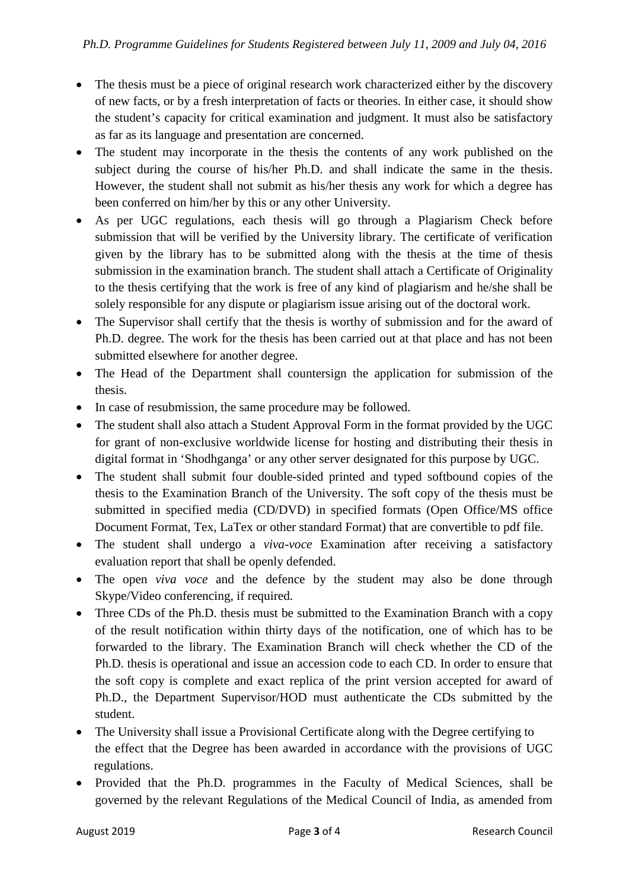- The thesis must be a piece of original research work characterized either by the discovery of new facts, or by a fresh interpretation of facts or theories. In either case, it should show the student's capacity for critical examination and judgment. It must also be satisfactory as far as its language and presentation are concerned.
- The student may incorporate in the thesis the contents of any work published on the subject during the course of his/her Ph.D. and shall indicate the same in the thesis. However, the student shall not submit as his/her thesis any work for which a degree has been conferred on him/her by this or any other University.
- As per UGC regulations, each thesis will go through a Plagiarism Check before submission that will be verified by the University library. The certificate of verification given by the library has to be submitted along with the thesis at the time of thesis submission in the examination branch. The student shall attach a Certificate of Originality to the thesis certifying that the work is free of any kind of plagiarism and he/she shall be solely responsible for any dispute or plagiarism issue arising out of the doctoral work.
- The Supervisor shall certify that the thesis is worthy of submission and for the award of Ph.D. degree. The work for the thesis has been carried out at that place and has not been submitted elsewhere for another degree.
- The Head of the Department shall countersign the application for submission of the thesis.
- In case of resubmission, the same procedure may be followed.
- The student shall also attach a Student Approval Form in the format provided by the UGC for grant of non-exclusive worldwide license for hosting and distributing their thesis in digital format in 'Shodhganga' or any other server designated for this purpose by UGC.
- The student shall submit four double-sided printed and typed softbound copies of the thesis to the Examination Branch of the University. The soft copy of the thesis must be submitted in specified media (CD/DVD) in specified formats (Open Office/MS office Document Format, Tex, LaTex or other standard Format) that are convertible to pdf file.
- The student shall undergo a *viva-voce* Examination after receiving a satisfactory evaluation report that shall be openly defended.
- The open *viva voce* and the defence by the student may also be done through Skype/Video conferencing, if required.
- Three CDs of the Ph.D. thesis must be submitted to the Examination Branch with a copy of the result notification within thirty days of the notification, one of which has to be forwarded to the library. The Examination Branch will check whether the CD of the Ph.D. thesis is operational and issue an accession code to each CD. In order to ensure that the soft copy is complete and exact replica of the print version accepted for award of Ph.D., the Department Supervisor/HOD must authenticate the CDs submitted by the student.
- The University shall issue a Provisional Certificate along with the Degree certifying to the effect that the Degree has been awarded in accordance with the provisions of UGC regulations.
- Provided that the Ph.D. programmes in the Faculty of Medical Sciences, shall be governed by the relevant Regulations of the Medical Council of India, as amended from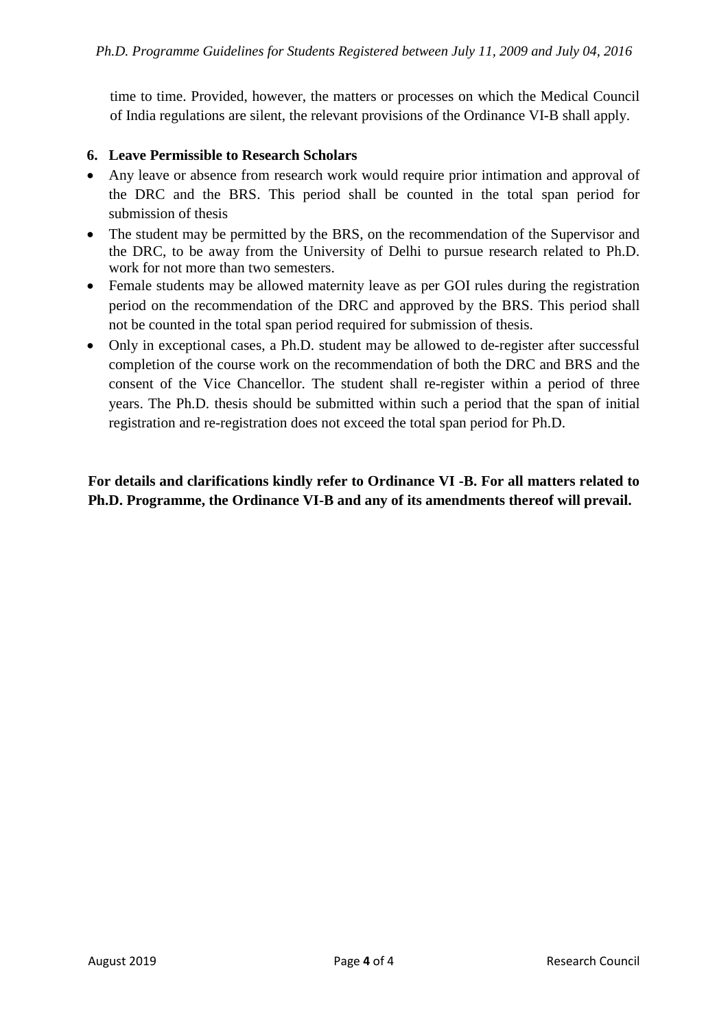time to time. Provided, however, the matters or processes on which the Medical Council of India regulations are silent, the relevant provisions of the Ordinance VI-B shall apply.

**6. Leave Permissible to Research Scholars**

- Any leave or absence from research work would require prior intimation and approval of the DRC and the BRS. This period shall be counted in the total span period for submission of thesis
- The student may be permitted by the BRS, on the recommendation of the Supervisor and the DRC, to be away from the University of Delhi to pursue research related to Ph.D. work for not more than two semesters.
- Female students may be allowed maternity leave as per GOI rules during the registration period on the recommendation of the DRC and approved by the BRS. This period shall not be counted in the total span period required for submission of thesis.
- Only in exceptional cases, a Ph.D. student may be allowed to de-register after successful completion of the course work on the recommendation of both the DRC and BRS and the consent of the Vice Chancellor. The student shall re-register within a period of three years. The Ph.D. thesis should be submitted within such a period that the span of initial registration and re-registration does not exceed the total span period for Ph.D.

**For details and clarifications kindly refer to Ordinance VI -B. For all matters related to Ph.D. Programme, the Ordinance VI-B and any of its amendments thereof will prevail.**